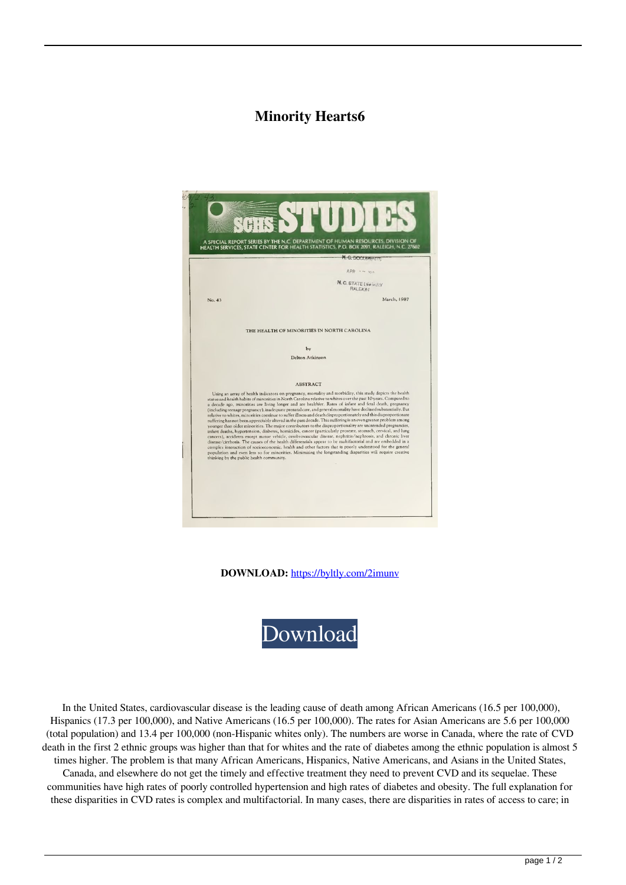# Minority Hearts6

SCHS STUDIES

A SPECIAL REPORT SERIES BY THE N.C. DEPARTMENT OF HUMAN RESOURCES, DIVISION OF HEALTH SERVICES, STATE CENTER FOR HEALTH STATISTICS, P.O. BOX 2091, RALEIGH, N.C. 27602

N. C. DOCUMENTS

APR

N. C. STATE LIBRARY RALEIGH

No. 43

March, 1987

THE HEALTH OF MINORITIES IN NORTH CAROLINA

by

Delton Atkinson

ABSTRACT

Using an array of health indicators on pregnancy, mortality and morbidity, this study depicts the health status and health habits of minorities in North Carolina relative to whites over the past 10 years. Compared to a decade ago, minorities are living longer and are healthier. Rates of infant and fetal death, pregnancy (including teenage pregnancy), inadequate prenatal care, and general mortality have declined substantially. But relative to whites, minorities continue to suffer illness and death disproportionately and this disproportionate suffering has not been appreciably altered in the past decade. This suffering is an even greater problem among younger than older minorities. The major contributors to the disproportionality are unintended pregnancies, infant deaths, hypertension, diabetes, homicides, cancer (particularly prostate, stomach, cervical, and lung cancers), accidents except motor vehicle, cerebrovascular disease, nephritis/nephrosis, and chronic liver disease/cirrhosis. The causes of the health differentials appear to be multifactorial and are embedded in a complex interaction of socioeconomic, health and other factors that is poorly understood for the general population and even less so for minorities. Minimizing the longstanding disparities will require creative thinking by the public health community.

**DOWNLOAD:** https://byltly.com/2imunv

Download

In the United States, cardiovascular disease is the leading cause of death among African Americans (16.5 per 100,000), Hispanics (17.3 per 100,000), and Native Americans (16.5 per 100,000). The rates for Asian Americans are 5.6 per 100,000 (total population) and 13.4 per 100,000 (non-Hispanic whites only). The numbers are worse in Canada, where the rate of CVD death in the first 2 ethnic groups was higher than that for whites and the rate of diabetes among the ethnic population is almost 5 times higher. The problem is that many African Americans, Hispanics, Native Americans, and Asians in the United States, Canada, and elsewhere do not get the timely and effective treatment they need to prevent CVD and its sequelae. These communities have high rates of poorly controlled hypertension and high rates of diabetes and obesity. The full explanation for these disparities in CVD rates is complex and multifactorial. In many cases, there are disparities in rates of access to care; in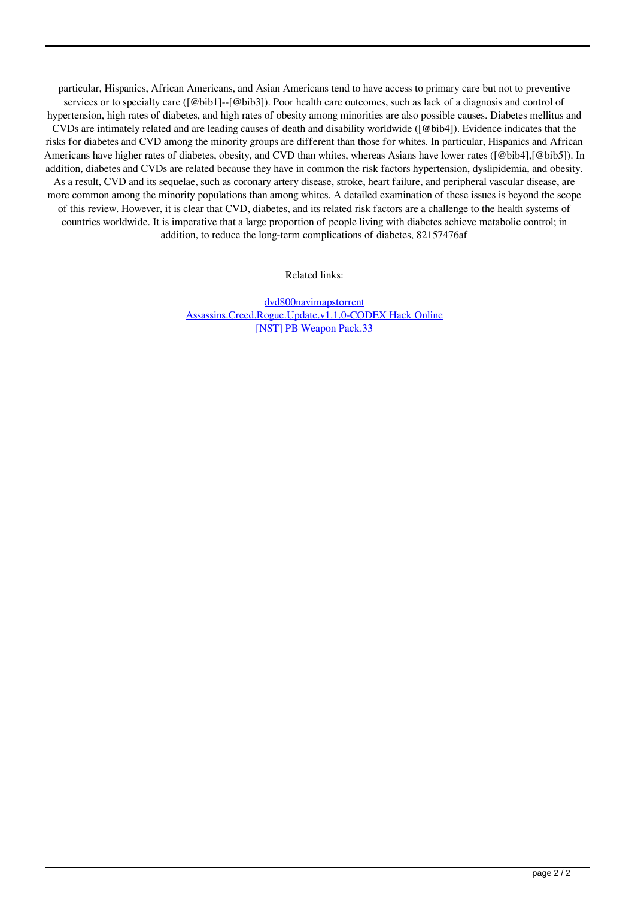particular, Hispanics, African Americans, and Asian Americans tend to have access to primary care but not to preventive services or to specialty care ([@bib1]--[@bib3]). Poor health care outcomes, such as lack of a diagnosis and control of hypertension, high rates of diabetes, and high rates of obesity among minorities are also possible causes. Diabetes mellitus and CVDs are intimately related and are leading causes of death and disability worldwide ([@bib4]). Evidence indicates that the risks for diabetes and CVD among the minority groups are different than those for whites. In particular, Hispanics and African Americans have higher rates of diabetes, obesity, and CVD than whites, whereas Asians have lower rates ([@bib4],[@bib5]). In addition, diabetes and CVDs are related because they have in common the risk factors hypertension, dyslipidemia, and obesity. As a result, CVD and its sequelae, such as coronary artery disease, stroke, heart failure, and peripheral vascular disease, are more common among the minority populations than among whites. A detailed examination of these issues is beyond the scope of this review. However, it is clear that CVD, diabetes, and its related risk factors are a challenge to the health systems of countries worldwide. It is imperative that a large proportion of people living with diabetes achieve metabolic control; in addition, to reduce the long-term complications of diabetes, 82157476af

Related links:

dvd800navimapstorrent
Assassins.Creed.Rogue.Update.v1.1.0-CODEX Hack Online
[NST] PB Weapon Pack.33